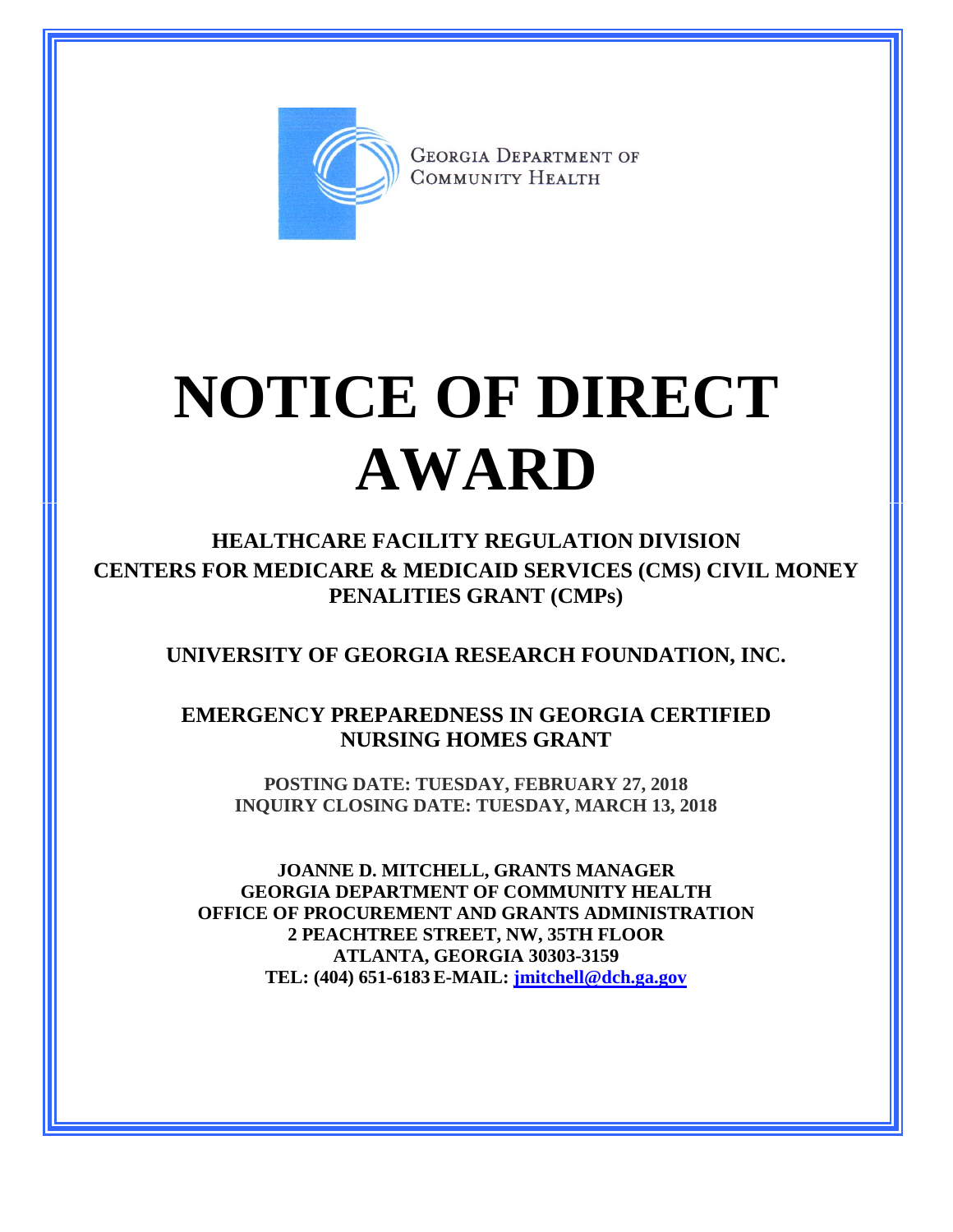GEORGIA DEPARTMENT OF COMMUNITY HEALTH

# NOTICE OF DIRECT AWARD

## HEALTHCARE FACILITY REGULATION DIVISION
## CENTERS FOR MEDICARE & MEDICAID SERVICES (CMS) CIVIL MONEY PENALITIES GRANT (CMPs)

## UNIVERSITY OF GEORGIA RESEARCH FOUNDATION, INC.

## EMERGENCY PREPAREDNESS IN GEORGIA CERTIFIED NURSING HOMES GRANT

**POSTING DATE: TUESDAY, FEBRUARY 27, 2018**
**INQUIRY CLOSING DATE: TUESDAY, MARCH 13, 2018**

**JOANNE D. MITCHELL, GRANTS MANAGER**
**GEORGIA DEPARTMENT OF COMMUNITY HEALTH**
**OFFICE OF PROCUREMENT AND GRANTS ADMINISTRATION**
**2 PEACHTREE STREET, NW, 35TH FLOOR**
**ATLANTA, GEORGIA 30303-3159**
**TEL: (404) 651-6183 E-MAIL: jmitchell@dch.ga.gov**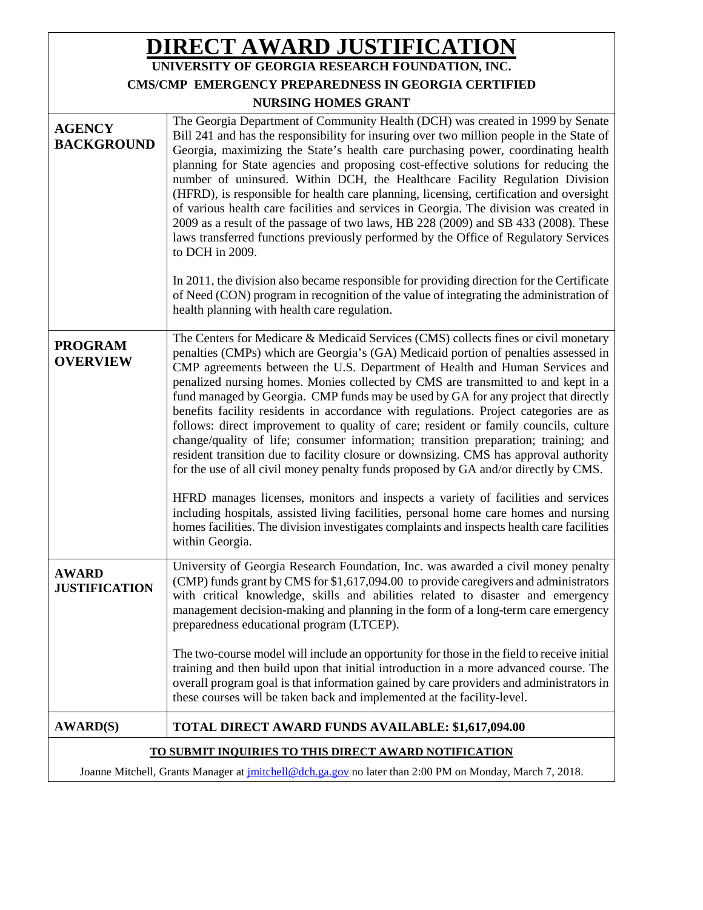# DIRECT AWARD JUSTIFICATION

**UNIVERSITY OF GEORGIA RESEARCH FOUNDATION, INC.**

**CMS/CMP EMERGENCY PREPAREDNESS IN GEORGIA CERTIFIED NURSING HOMES GRANT**

| | |
|---|---|
| **AGENCY BACKGROUND** | The Georgia Department of Community Health (DCH) was created in 1999 by Senate Bill 241 and has the responsibility for insuring over two million people in the State of Georgia, maximizing the State's health care purchasing power, coordinating health planning for State agencies and proposing cost-effective solutions for reducing the number of uninsured. Within DCH, the Healthcare Facility Regulation Division (HFRD), is responsible for health care planning, licensing, certification and oversight of various health care facilities and services in Georgia. The division was created in 2009 as a result of the passage of two laws, HB 228 (2009) and SB 433 (2008). These laws transferred functions previously performed by the Office of Regulatory Services to DCH in 2009.<br><br>In 2011, the division also became responsible for providing direction for the Certificate of Need (CON) program in recognition of the value of integrating the administration of health planning with health care regulation. |
| **PROGRAM OVERVIEW** | The Centers for Medicare & Medicaid Services (CMS) collects fines or civil monetary penalties (CMPs) which are Georgia's (GA) Medicaid portion of penalties assessed in CMP agreements between the U.S. Department of Health and Human Services and penalized nursing homes. Monies collected by CMS are transmitted to and kept in a fund managed by Georgia. CMP funds may be used by GA for any project that directly benefits facility residents in accordance with regulations. Project categories are as follows: direct improvement to quality of care; resident or family councils, culture change/quality of life; consumer information; transition preparation; training; and resident transition due to facility closure or downsizing. CMS has approval authority for the use of all civil money penalty funds proposed by GA and/or directly by CMS.<br><br>HFRD manages licenses, monitors and inspects a variety of facilities and services including hospitals, assisted living facilities, personal home care homes and nursing homes facilities. The division investigates complaints and inspects health care facilities within Georgia. |
| **AWARD JUSTIFICATION** | University of Georgia Research Foundation, Inc. was awarded a civil money penalty (CMP) funds grant by CMS for $1,617,094.00 to provide caregivers and administrators with critical knowledge, skills and abilities related to disaster and emergency management decision-making and planning in the form of a long-term care emergency preparedness educational program (LTCEP).<br><br>The two-course model will include an opportunity for those in the field to receive initial training and then build upon that initial introduction in a more advanced course. The overall program goal is that information gained by care providers and administrators in these courses will be taken back and implemented at the facility-level. |
| **AWARD(S)** | **TOTAL DIRECT AWARD FUNDS AVAILABLE: $1,617,094.00** |

**TO SUBMIT INQUIRIES TO THIS DIRECT AWARD NOTIFICATION**

Joanne Mitchell, Grants Manager at jmitchell@dch.ga.gov no later than 2:00 PM on Monday, March 7, 2018.